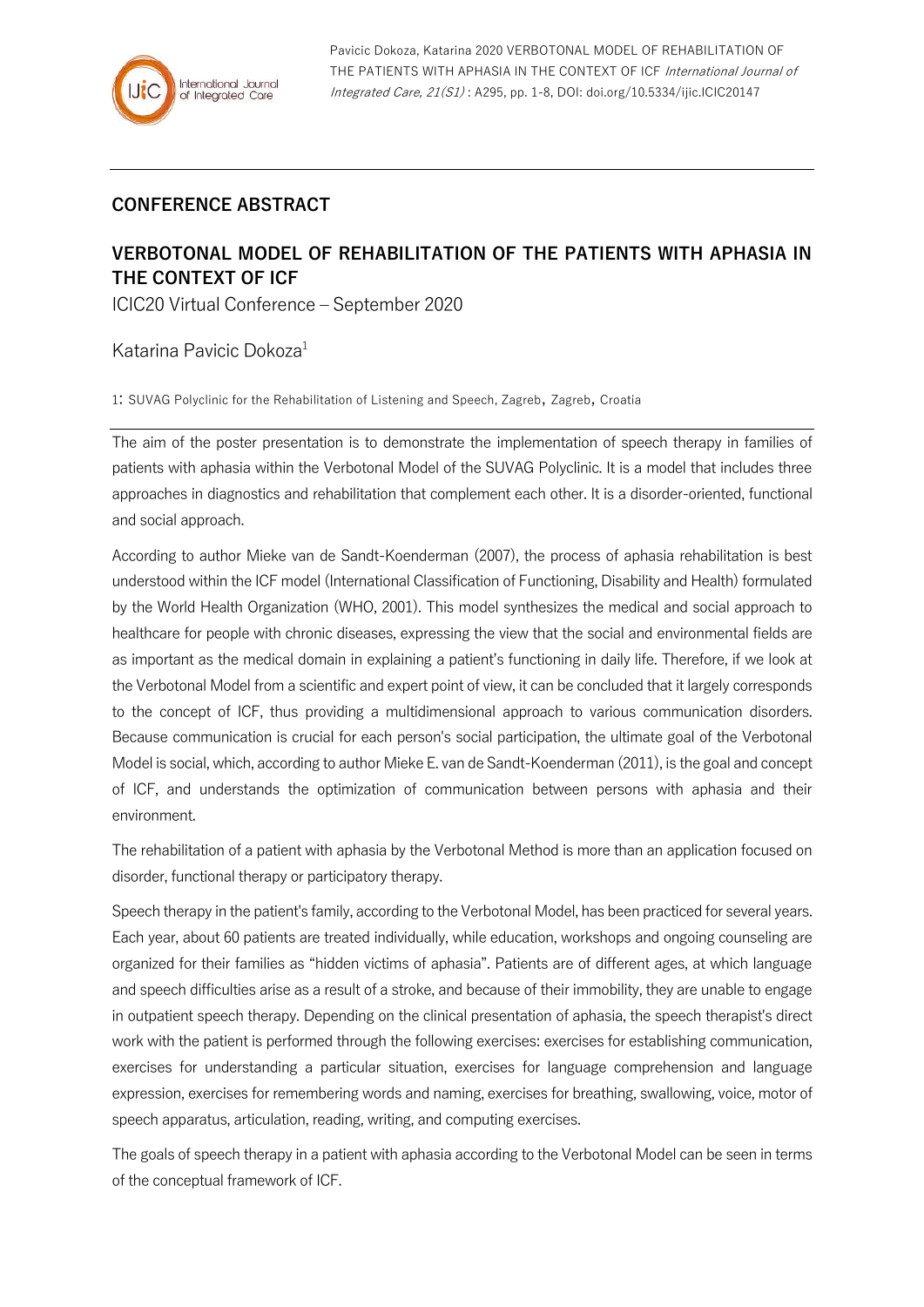## CONFERENCE ABSTRACT

# VERBOTONAL MODEL OF REHABILITATION OF THE PATIENTS WITH APHASIA IN THE CONTEXT OF ICF

ICIC20 Virtual Conference – September 2020

Katarina Pavicic Dokoza[1]

1: SUVAG Polyclinic for the Rehabilitation of Listening and Speech, Zagreb, Zagreb, Croatia

The aim of the poster presentation is to demonstrate the implementation of speech therapy in families of patients with aphasia within the Verbotonal Model of the SUVAG Polyclinic. It is a model that includes three approaches in diagnostics and rehabilitation that complement each other. It is a disorder-oriented, functional and social approach.

According to author Mieke van de Sandt-Koenderman (2007), the process of aphasia rehabilitation is best understood within the ICF model (International Classification of Functioning, Disability and Health) formulated by the World Health Organization (WHO, 2001). This model synthesizes the medical and social approach to healthcare for people with chronic diseases, expressing the view that the social and environmental fields are as important as the medical domain in explaining a patient's functioning in daily life. Therefore, if we look at the Verbotonal Model from a scientific and expert point of view, it can be concluded that it largely corresponds to the concept of ICF, thus providing a multidimensional approach to various communication disorders. Because communication is crucial for each person's social participation, the ultimate goal of the Verbotonal Model is social, which, according to author Mieke E. van de Sandt-Koenderman (2011), is the goal and concept of ICF, and understands the optimization of communication between persons with aphasia and their environment.

The rehabilitation of a patient with aphasia by the Verbotonal Method is more than an application focused on disorder, functional therapy or participatory therapy.

Speech therapy in the patient's family, according to the Verbotonal Model, has been practiced for several years. Each year, about 60 patients are treated individually, while education, workshops and ongoing counseling are organized for their families as "hidden victims of aphasia". Patients are of different ages, at which language and speech difficulties arise as a result of a stroke, and because of their immobility, they are unable to engage in outpatient speech therapy. Depending on the clinical presentation of aphasia, the speech therapist's direct work with the patient is performed through the following exercises: exercises for establishing communication, exercises for understanding a particular situation, exercises for language comprehension and language expression, exercises for remembering words and naming, exercises for breathing, swallowing, voice, motor of speech apparatus, articulation, reading, writing, and computing exercises.

The goals of speech therapy in a patient with aphasia according to the Verbotonal Model can be seen in terms of the conceptual framework of ICF.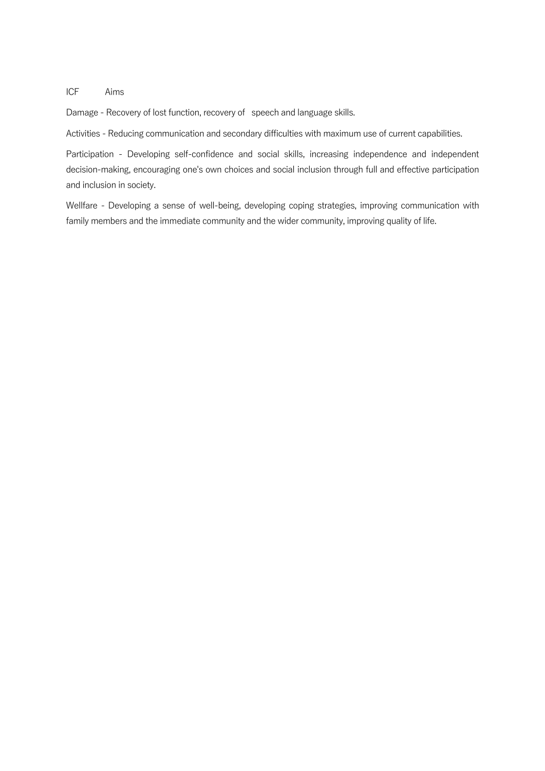ICF Aims

Damage - Recovery of lost function, recovery of speech and language skills.

Activities - Reducing communication and secondary difficulties with maximum use of current capabilities.

Participation - Developing self-confidence and social skills, increasing independence and independent decision-making, encouraging one's own choices and social inclusion through full and effective participation and inclusion in society.

Wellfare - Developing a sense of well-being, developing coping strategies, improving communication with family members and the immediate community and the wider community, improving quality of life.